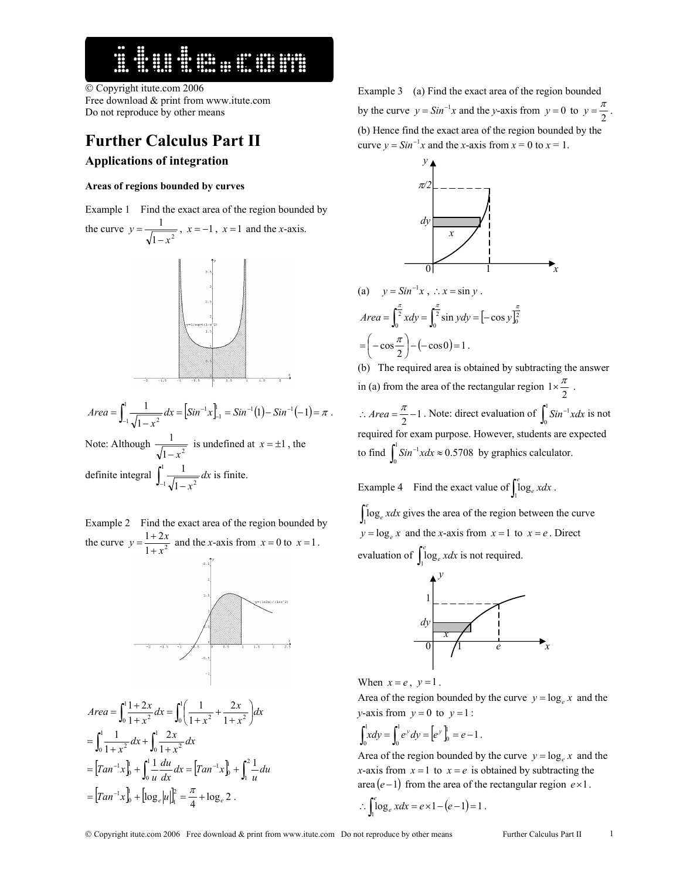© Copyright itute.com 2006
Free download & print from www.itute.com
Do not reproduce by other means

# Further Calculus Part II

## Applications of integration

**Areas of regions bounded by curves**

Example 1 Find the exact area of the region bounded by the curve $y = \frac{1}{\sqrt{1-x^2}}$, $x = -1$, $x = 1$ and the $x$-axis.

$$Area = \int_{-1}^{1} \frac{1}{\sqrt{1-x^2}} dx = \left[Sin^{-1}x\right]_{-1}^{1} = Sin^{-1}(1) - Sin^{-1}(-1) = \pi .$$

Note: Although $\frac{1}{\sqrt{1-x^2}}$ is undefined at $x = \pm 1$, the definite integral $\int_{-1}^{1} \frac{1}{\sqrt{1-x^2}} dx$ is finite.

Example 2 Find the exact area of the region bounded by the curve $y = \frac{1+2x}{1+x^2}$ and the $x$-axis from $x = 0$ to $x = 1$.

$$Area = \int_0^1 \frac{1+2x}{1+x^2} dx = \int_0^1 \left(\frac{1}{1+x^2} + \frac{2x}{1+x^2}\right) dx$$

$$= \int_0^1 \frac{1}{1+x^2} dx + \int_0^1 \frac{2x}{1+x^2} dx$$

$$= \left[Tan^{-1}x\right]_0^1 + \int_0^1 \frac{1}{u}\frac{du}{dx} dx = \left[Tan^{-1}x\right]_0^1 + \int_1^2 \frac{1}{u} du$$

$$= \left[Tan^{-1}x\right]_0^1 + \left[\log_e |u|\right]_1^2 = \frac{\pi}{4} + \log_e 2 .$$

Example 3 (a) Find the exact area of the region bounded by the curve $y = Sin^{-1}x$ and the $y$-axis from $y = 0$ to $y = \frac{\pi}{2}$.

(b) Hence find the exact area of the region bounded by the curve $y = Sin^{-1}x$ and the $x$-axis from $x = 0$ to $x = 1$.

(a) $y = Sin^{-1}x$, $\therefore x = \sin y$.

$$Area = \int_0^{\frac{\pi}{2}} x dy = \int_0^{\frac{\pi}{2}} \sin y dy = \left[-\cos y\right]_0^{\frac{\pi}{2}}$$

$$= \left(-\cos\frac{\pi}{2}\right) - \left(-\cos 0\right) = 1 .$$

(b) The required area is obtained by subtracting the answer in (a) from the area of the rectangular region $1 \times \frac{\pi}{2}$.

$\therefore Area = \frac{\pi}{2} - 1$. Note: direct evaluation of $\int_0^1 Sin^{-1}x dx$ is not required for exam purpose. However, students are expected to find $\int_0^1 Sin^{-1}x dx \approx 0.5708$ by graphics calculator.

Example 4 Find the exact value of $\int_1^e \log_e x dx$.

$\int_1^e \log_e x dx$ gives the area of the region between the curve $y = \log_e x$ and the $x$-axis from $x = 1$ to $x = e$. Direct evaluation of $\int_1^e \log_e x dx$ is not required.

When $x = e$, $y = 1$.

Area of the region bounded by the curve $y = \log_e x$ and the $y$-axis from $y = 0$ to $y = 1$:

$$\int_0^1 x dy = \int_0^1 e^y dy = \left[e^y\right]_0^1 = e - 1 .$$

Area of the region bounded by the curve $y = \log_e x$ and the $x$-axis from $x = 1$ to $x = e$ is obtained by subtracting the area $(e-1)$ from the area of the rectangular region $e \times 1$.

$$\therefore \int_1^e \log_e x dx = e \times 1 - (e-1) = 1 .$$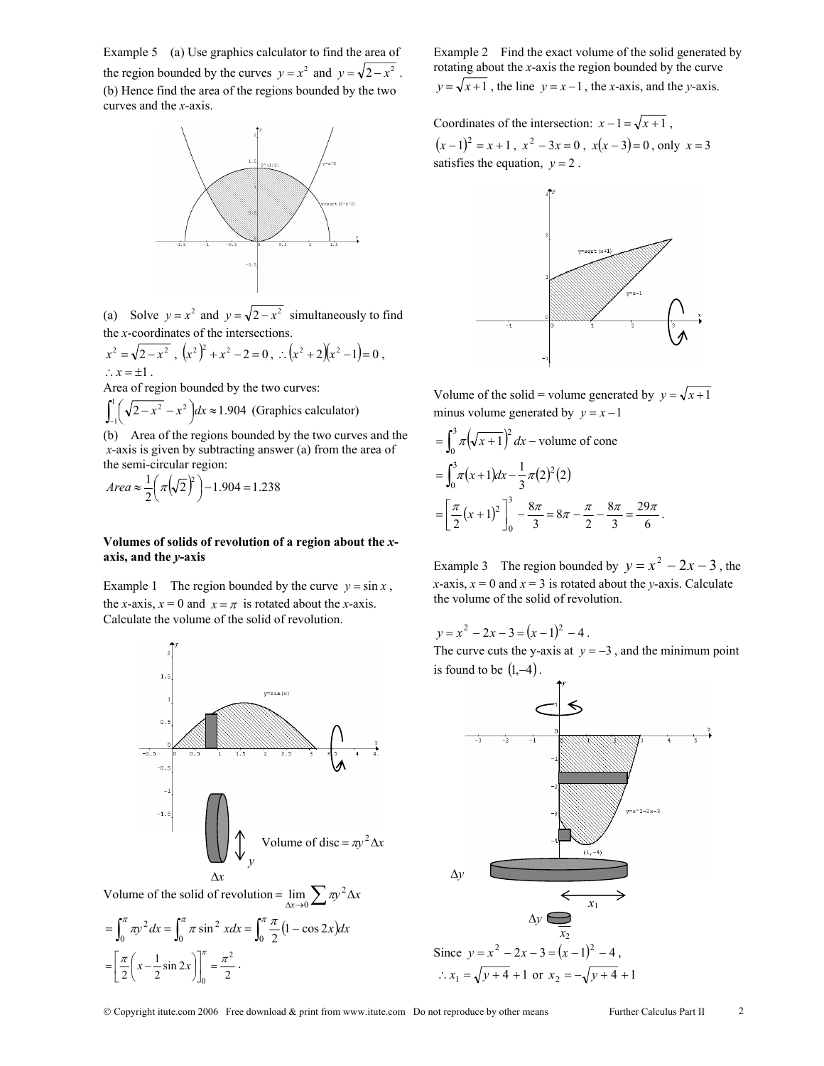Example 5 (a) Use graphics calculator to find the area of the region bounded by the curves $y = x^2$ and $y = \sqrt{2 - x^2}$.
(b) Hence find the area of the regions bounded by the two curves and the $x$-axis.

(a) Solve $y = x^2$ and $y = \sqrt{2 - x^2}$ simultaneously to find the $x$-coordinates of the intersections.

$x^2 = \sqrt{2 - x^2}$, $\left(x^2\right)^2 + x^2 - 2 = 0$, $\therefore \left(x^2 + 2\right)\left(x^2 - 1\right) = 0$,

$\therefore x = \pm 1$.

Area of region bounded by the two curves:

$\int_{-1}^{1}\left(\sqrt{2 - x^2} - x^2\right)dx \approx 1.904$ (Graphics calculator)

(b) Area of the regions bounded by the two curves and the $x$-axis is given by subtracting answer (a) from the area of the semi-circular region:

$Area \approx \frac{1}{2}\left(\pi\left(\sqrt{2}\right)^2\right) - 1.904 = 1.238$

**Volumes of solids of revolution of a region about the $x$-axis, and the $y$-axis**

Example 1 The region bounded by the curve $y = \sin x$, the $x$-axis, $x = 0$ and $x = \pi$ is rotated about the $x$-axis. Calculate the volume of the solid of revolution.

Volume of disc $= \pi y^2 \Delta x$

Volume of the solid of revolution $= \lim_{\Delta x \to 0} \sum \pi y^2 \Delta x$

$= \int_0^{\pi} \pi y^2 dx = \int_0^{\pi} \pi \sin^2 x dx = \int_0^{\pi} \frac{\pi}{2}\left(1 - \cos 2x\right)dx$

$= \left[\frac{\pi}{2}\left(x - \frac{1}{2}\sin 2x\right)\right]_0^{\pi} = \frac{\pi^2}{2}$.

Example 2 Find the exact volume of the solid generated by rotating about the $x$-axis the region bounded by the curve $y = \sqrt{x + 1}$, the line $y = x - 1$, the $x$-axis, and the $y$-axis.

Coordinates of the intersection: $x - 1 = \sqrt{x + 1}$,

$\left(x - 1\right)^2 = x + 1$, $x^2 - 3x = 0$, $x\left(x - 3\right) = 0$, only $x = 3$ satisfies the equation, $y = 2$.

Volume of the solid = volume generated by $y = \sqrt{x + 1}$ minus volume generated by $y = x - 1$

$= \int_0^3 \pi\left(\sqrt{x + 1}\right)^2 dx -$ volume of cone

$= \int_0^3 \pi\left(x + 1\right)dx - \frac{1}{3}\pi\left(2\right)^2\left(2\right)$

$= \left[\frac{\pi}{2}\left(x + 1\right)^2\right]_0^3 - \frac{8\pi}{3} = 8\pi - \frac{\pi}{2} - \frac{8\pi}{3} = \frac{29\pi}{6}$.

Example 3 The region bounded by $y = x^2 - 2x - 3$, the $x$-axis, $x = 0$ and $x = 3$ is rotated about the $y$-axis. Calculate the volume of the solid of revolution.

$y = x^2 - 2x - 3 = \left(x - 1\right)^2 - 4$.

The curve cuts the y-axis at $y = -3$, and the minimum point is found to be $\left(1, -4\right)$.

Since $y = x^2 - 2x - 3 = \left(x - 1\right)^2 - 4$,

$\therefore x_1 = \sqrt{y + 4} + 1$ or $x_2 = -\sqrt{y + 4} + 1$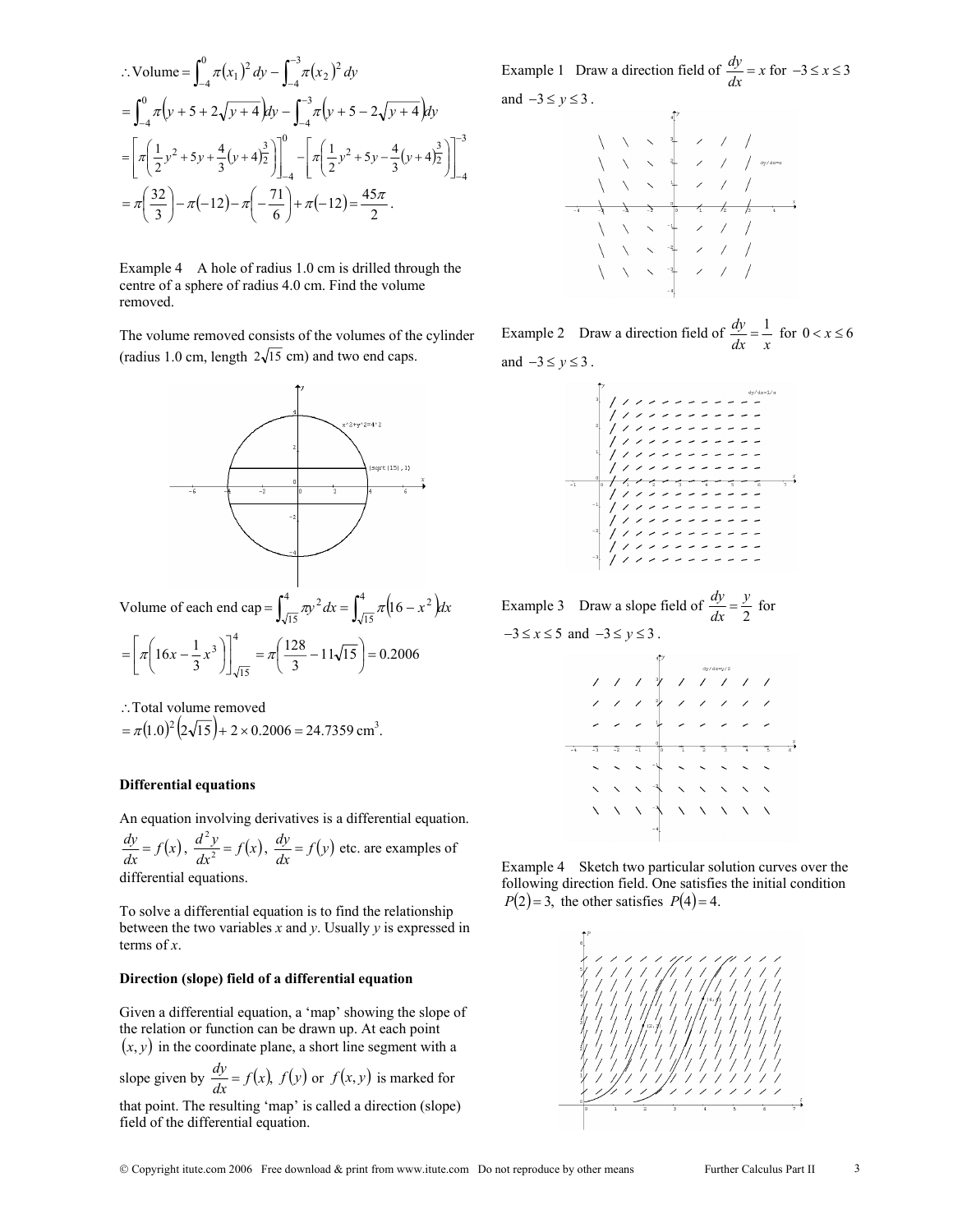$$\therefore \text{Volume} = \int_{-4}^{0} \pi (x_1)^2\, dy - \int_{-4}^{-3} \pi (x_2)^2\, dy$$

$$= \int_{-4}^{0} \pi\left(y + 5 + 2\sqrt{y+4}\right)dy - \int_{-4}^{-3} \pi\left(y + 5 - 2\sqrt{y+4}\right)dy$$

$$= \left[\pi\left(\frac{1}{2}y^2 + 5y + \frac{4}{3}(y+4)^{\frac{3}{2}}\right)\right]_{-4}^{0} - \left[\pi\left(\frac{1}{2}y^2 + 5y - \frac{4}{3}(y+4)^{\frac{3}{2}}\right)\right]_{-4}^{-3}$$

$$= \pi\left(\frac{32}{3}\right) - \pi(-12) - \pi\left(-\frac{71}{6}\right) + \pi(-12) = \frac{45\pi}{2}.$$

Example 4 A hole of radius 1.0 cm is drilled through the centre of a sphere of radius 4.0 cm. Find the volume removed.

The volume removed consists of the volumes of the cylinder (radius 1.0 cm, length $2\sqrt{15}$ cm) and two end caps.

Volume of each end cap $= \int_{\sqrt{15}}^{4} \pi y^2 dx = \int_{\sqrt{15}}^{4} \pi\left(16 - x^2\right)dx$

$$= \left[\pi\left(16x - \frac{1}{3}x^3\right)\right]_{\sqrt{15}}^{4} = \pi\left(\frac{128}{3} - 11\sqrt{15}\right) = 0.2006$$

$\therefore$ Total volume removed

$= \pi(1.0)^2\left(2\sqrt{15}\right) + 2 \times 0.2006 = 24.7359 \text{ cm}^3$.

**Differential equations**

An equation involving derivatives is a differential equation. $\frac{dy}{dx} = f(x)$, $\frac{d^2y}{dx^2} = f(x)$, $\frac{dy}{dx} = f(y)$ etc. are examples of differential equations.

To solve a differential equation is to find the relationship between the two variables *x* and *y*. Usually *y* is expressed in terms of *x*.

**Direction (slope) field of a differential equation**

Given a differential equation, a 'map' showing the slope of the relation or function can be drawn up. At each point $(x, y)$ in the coordinate plane, a short line segment with a slope given by $\frac{dy}{dx} = f(x)$, $f(y)$ or $f(x, y)$ is marked for that point. The resulting 'map' is called a direction (slope) field of the differential equation.

Example 1 Draw a direction field of $\frac{dy}{dx} = x$ for $-3 \le x \le 3$ and $-3 \le y \le 3$.

Example 2 Draw a direction field of $\frac{dy}{dx} = \frac{1}{x}$ for $0 < x \le 6$ and $-3 \le y \le 3$.

Example 3 Draw a slope field of $\frac{dy}{dx} = \frac{y}{2}$ for $-3 \le x \le 5$ and $-3 \le y \le 3$.

Example 4 Sketch two particular solution curves over the following direction field. One satisfies the initial condition $P(2) = 3$, the other satisfies $P(4) = 4$.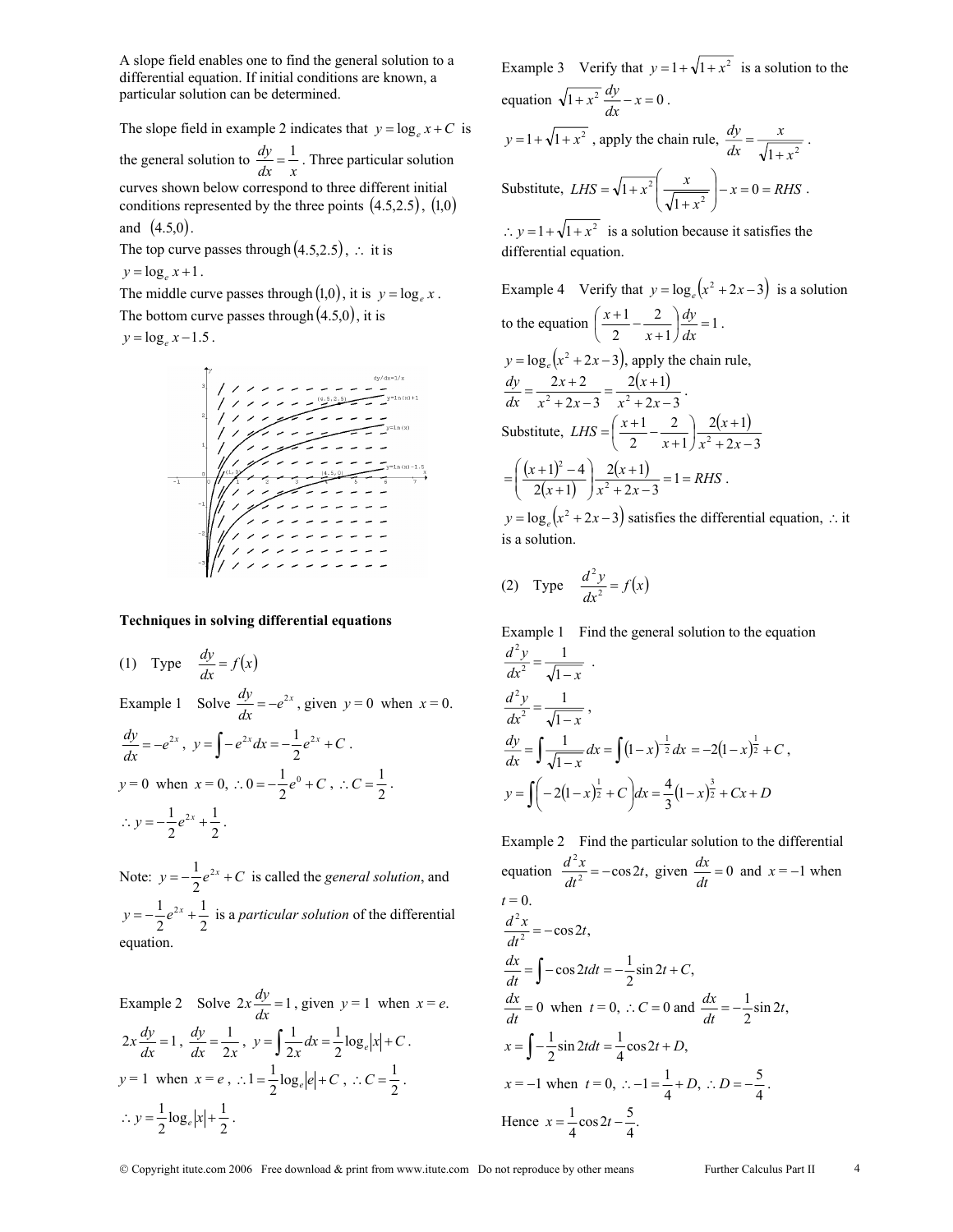A slope field enables one to find the general solution to a differential equation. If initial conditions are known, a particular solution can be determined.

The slope field in example 2 indicates that $y = \log_e x + C$ is the general solution to $\frac{dy}{dx} = \frac{1}{x}$. Three particular solution curves shown below correspond to three different initial conditions represented by the three points $(4.5, 2.5)$, $(1, 0)$ and $(4.5, 0)$.

The top curve passes through $(4.5, 2.5)$, $\therefore$ it is $y = \log_e x + 1$.

The middle curve passes through $(1, 0)$, it is $y = \log_e x$.

The bottom curve passes through $(4.5, 0)$, it is $y = \log_e x - 1.5$.

### Techniques in solving differential equations

(1) Type $\frac{dy}{dx} = f(x)$

Example 1 Solve $\frac{dy}{dx} = -e^{2x}$, given $y = 0$ when $x = 0$.

$\frac{dy}{dx} = -e^{2x}$, $y = \int -e^{2x} dx = -\frac{1}{2}e^{2x} + C$.

$y = 0$ when $x = 0$, $\therefore 0 = -\frac{1}{2}e^0 + C$, $\therefore C = \frac{1}{2}$.

$\therefore y = -\frac{1}{2}e^{2x} + \frac{1}{2}$.

Note: $y = -\frac{1}{2}e^{2x} + C$ is called the *general solution*, and $y = -\frac{1}{2}e^{2x} + \frac{1}{2}$ is a *particular solution* of the differential equation.

Example 2 Solve $2x\frac{dy}{dx} = 1$, given $y = 1$ when $x = e$.

$2x\frac{dy}{dx} = 1$, $\frac{dy}{dx} = \frac{1}{2x}$, $y = \int \frac{1}{2x} dx = \frac{1}{2}\log_e|x| + C$.

$y = 1$ when $x = e$, $\therefore 1 = \frac{1}{2}\log_e|e| + C$, $\therefore C = \frac{1}{2}$.

$\therefore y = \frac{1}{2}\log_e|x| + \frac{1}{2}$.

Example 3 Verify that $y = 1 + \sqrt{1 + x^2}$ is a solution to the equation $\sqrt{1 + x^2}\frac{dy}{dx} - x = 0$.

$y = 1 + \sqrt{1 + x^2}$, apply the chain rule, $\frac{dy}{dx} = \frac{x}{\sqrt{1 + x^2}}$.

Substitute, $LHS = \sqrt{1 + x^2}\left(\frac{x}{\sqrt{1 + x^2}}\right) - x = 0 = RHS$.

$\therefore y = 1 + \sqrt{1 + x^2}$ is a solution because it satisfies the differential equation.

Example 4 Verify that $y = \log_e(x^2 + 2x - 3)$ is a solution to the equation $\left(\frac{x+1}{2} - \frac{2}{x+1}\right)\frac{dy}{dx} = 1$.

$y = \log_e(x^2 + 2x - 3)$, apply the chain rule,

$\frac{dy}{dx} = \frac{2x + 2}{x^2 + 2x - 3} = \frac{2(x+1)}{x^2 + 2x - 3}$.

Substitute, $LHS = \left(\frac{x+1}{2} - \frac{2}{x+1}\right)\frac{2(x+1)}{x^2 + 2x - 3}$

$= \left(\frac{(x+1)^2 - 4}{2(x+1)}\right)\frac{2(x+1)}{x^2 + 2x - 3} = 1 = RHS$.

$y = \log_e(x^2 + 2x - 3)$ satisfies the differential equation, $\therefore$ it is a solution.

(2) Type $\frac{d^2y}{dx^2} = f(x)$

Example 1 Find the general solution to the equation $\frac{d^2y}{dx^2} = \frac{1}{\sqrt{1-x}}$.

$\frac{d^2y}{dx^2} = \frac{1}{\sqrt{1-x}}$,

$\frac{dy}{dx} = \int \frac{1}{\sqrt{1-x}} dx = \int (1-x)^{-\frac{1}{2}} dx = -2(1-x)^{\frac{1}{2}} + C$,

$y = \int \left(-2(1-x)^{\frac{1}{2}} + C\right) dx = \frac{4}{3}(1-x)^{\frac{3}{2}} + Cx + D$

Example 2 Find the particular solution to the differential equation $\frac{d^2x}{dt^2} = -\cos 2t$, given $\frac{dx}{dt} = 0$ and $x = -1$ when $t = 0$.

$\frac{d^2x}{dt^2} = -\cos 2t$,

$\frac{dx}{dt} = \int -\cos 2t dt = -\frac{1}{2}\sin 2t + C$,

$\frac{dx}{dt} = 0$ when $t = 0$, $\therefore C = 0$ and $\frac{dx}{dt} = -\frac{1}{2}\sin 2t$,

$x = \int -\frac{1}{2}\sin 2t dt = \frac{1}{4}\cos 2t + D$,

$x = -1$ when $t = 0$, $\therefore -1 = \frac{1}{4} + D$, $\therefore D = -\frac{5}{4}$.

Hence $x = \frac{1}{4}\cos 2t - \frac{5}{4}$.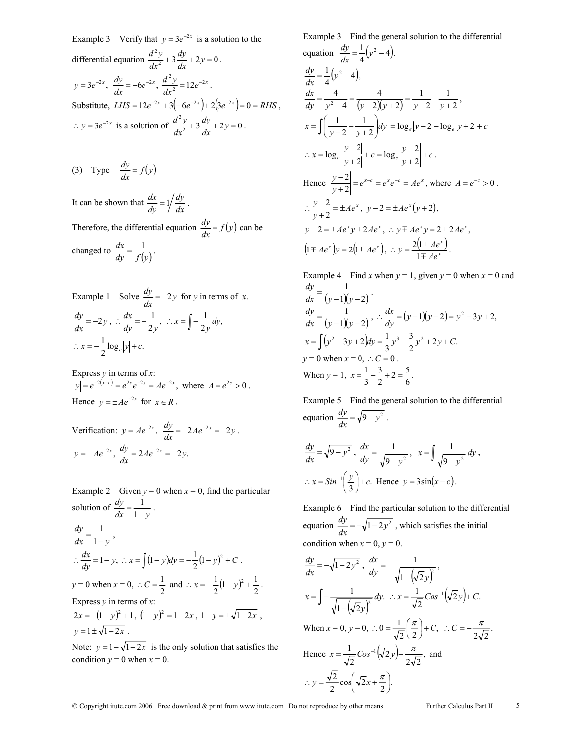Example 3 Verify that $y = 3e^{-2x}$ is a solution to the differential equation $\frac{d^2y}{dx^2} + 3\frac{dy}{dx} + 2y = 0$.

$y = 3e^{-2x}$, $\frac{dy}{dx} = -6e^{-2x}$, $\frac{d^2y}{dx^2} = 12e^{-2x}$.

Substitute, $LHS = 12e^{-2x} + 3\left(-6e^{-2x}\right) + 2\left(3e^{-2x}\right) = 0 = RHS$,

$\therefore y = 3e^{-2x}$ is a solution of $\frac{d^2y}{dx^2} + 3\frac{dy}{dx} + 2y = 0$.

(3) Type $\frac{dy}{dx} = f(y)$

It can be shown that $\frac{dx}{dy} = 1 \Big/ \frac{dy}{dx}$.

Therefore, the differential equation $\frac{dy}{dx} = f(y)$ can be changed to $\frac{dx}{dy} = \frac{1}{f(y)}$.

Example 1 Solve $\frac{dy}{dx} = -2y$ for $y$ in terms of $x$.

$\frac{dy}{dx} = -2y$, $\therefore \frac{dx}{dy} = -\frac{1}{2y}$, $\therefore x = \int -\frac{1}{2y}dy$,

$\therefore x = -\frac{1}{2}\log_e|y| + c.$

Express $y$ in terms of $x$:

$|y| = e^{-2(x-c)} = e^{2c}e^{-2x} = Ae^{-2x}$, where $A = e^{2c} > 0$.

Hence $y = \pm Ae^{-2x}$ for $x \in R$.

Verification: $y = Ae^{-2x}$, $\frac{dy}{dx} = -2Ae^{-2x} = -2y$.

$y = -Ae^{-2x}$, $\frac{dy}{dx} = 2Ae^{-2x} = -2y.$

Example 2 Given $y = 0$ when $x = 0$, find the particular solution of $\frac{dy}{dx} = \frac{1}{1-y}$.

$\frac{dy}{dx} = \frac{1}{1-y}$,

$\therefore \frac{dx}{dy} = 1 - y$, $\therefore x = \int (1-y)dy = -\frac{1}{2}(1-y)^2 + C$.

$y = 0$ when $x = 0$, $\therefore C = \frac{1}{2}$ and $\therefore x = -\frac{1}{2}(1-y)^2 + \frac{1}{2}$.

Express $y$ in terms of $x$:

$2x = -(1-y)^2 + 1$, $(1-y)^2 = 1 - 2x$, $1 - y = \pm\sqrt{1-2x}$,

$y = 1 \pm \sqrt{1-2x}$.

Note: $y = 1 - \sqrt{1-2x}$ is the only solution that satisfies the condition $y = 0$ when $x = 0$.

Example 3 Find the general solution to the differential equation $\frac{dy}{dx} = \frac{1}{4}\left(y^2 - 4\right)$.

$\frac{dy}{dx} = \frac{1}{4}\left(y^2 - 4\right)$,

$\frac{dx}{dy} = \frac{4}{y^2 - 4} = \frac{4}{(y-2)(y+2)} = \frac{1}{y-2} - \frac{1}{y+2}$,

$x = \int \left(\frac{1}{y-2} - \frac{1}{y+2}\right)dy = \log_e|y-2| - \log_e|y+2| + c$

$\therefore x = \log_e\frac{|y-2|}{|y+2|} + c = \log_e\left|\frac{y-2}{y+2}\right| + c$.

Hence $\left|\frac{y-2}{y+2}\right| = e^{x-c} = e^x e^{-c} = Ae^x$, where $A = e^{-c} > 0$.

$\therefore \frac{y-2}{y+2} = \pm Ae^x$, $y - 2 = \pm Ae^x(y+2)$,

$y - 2 = \pm Ae^x y \pm 2Ae^x$, $\therefore y \mp Ae^x y = 2 \pm 2Ae^x$,

$\left(1 \mp Ae^x\right)y = 2\left(1 \pm Ae^x\right)$, $\therefore y = \frac{2\left(1 \pm Ae^x\right)}{1 \mp Ae^x}$.

Example 4 Find $x$ when $y = 1$, given $y = 0$ when $x = 0$ and $\frac{dy}{dx} = \frac{1}{(y-1)(y-2)}$.

$\frac{dy}{dx} = \frac{1}{(y-1)(y-2)}$, $\therefore \frac{dx}{dy} = (y-1)(y-2) = y^2 - 3y + 2$,

$x = \int \left(y^2 - 3y + 2\right)dy = \frac{1}{3}y^3 - \frac{3}{2}y^2 + 2y + C.$

$y = 0$ when $x = 0$, $\therefore C = 0$.

When $y = 1$, $x = \frac{1}{3} - \frac{3}{2} + 2 = \frac{5}{6}.$

Example 5 Find the general solution to the differential equation $\frac{dy}{dx} = \sqrt{9 - y^2}$.

$\frac{dy}{dx} = \sqrt{9 - y^2}$, $\frac{dx}{dy} = \frac{1}{\sqrt{9 - y^2}}$, $x = \int \frac{1}{\sqrt{9 - y^2}}dy$,

$\therefore x = Sin^{-1}\left(\frac{y}{3}\right) + c.$ Hence $y = 3\sin(x - c)$.

Example 6 Find the particular solution to the differential equation $\frac{dy}{dx} = -\sqrt{1 - 2y^2}$, which satisfies the initial condition when $x = 0$, $y = 0$.

$\frac{dy}{dx} = -\sqrt{1 - 2y^2}$, $\frac{dx}{dy} = -\frac{1}{\sqrt{1 - \left(\sqrt{2}y\right)^2}}$,

$x = \int -\frac{1}{\sqrt{1 - \left(\sqrt{2}y\right)^2}}dy.$ $\therefore x = \frac{1}{\sqrt{2}}Cos^{-1}\left(\sqrt{2}y\right) + C.$

When $x = 0$, $y = 0$, $\therefore 0 = \frac{1}{\sqrt{2}}\left(\frac{\pi}{2}\right) + C$, $\therefore C = -\frac{\pi}{2\sqrt{2}}.$

Hence $x = \frac{1}{\sqrt{2}}Cos^{-1}\left(\sqrt{2}y\right) - \frac{\pi}{2\sqrt{2}}$, and

$\therefore y = \frac{\sqrt{2}}{2}\cos\left(\sqrt{2}x + \frac{\pi}{2}\right).$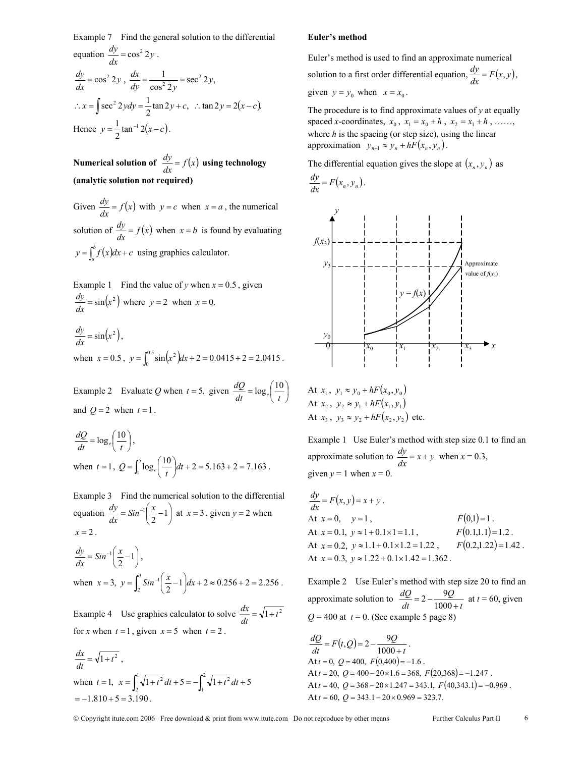Example 7 Find the general solution to the differential equation $\frac{dy}{dx} = \cos^2 2y$.

$\frac{dy}{dx} = \cos^2 2y$, $\frac{dx}{dy} = \frac{1}{\cos^2 2y} = \sec^2 2y$,

$\therefore x = \int \sec^2 2y dy = \frac{1}{2}\tan 2y + c$, $\therefore \tan 2y = 2(x-c)$.

Hence $y = \frac{1}{2}\tan^{-1} 2(x-c)$.

**Numerical solution of $\frac{dy}{dx} = f(x)$ using technology (analytic solution not required)**

Given $\frac{dy}{dx} = f(x)$ with $y = c$ when $x = a$, the numerical solution of $\frac{dy}{dx} = f(x)$ when $x = b$ is found by evaluating $y = \int_a^b f(x)dx + c$ using graphics calculator.

Example 1 Find the value of *y* when $x = 0.5$, given $\frac{dy}{dx} = \sin(x^2)$ where $y = 2$ when $x = 0$.

$\frac{dy}{dx} = \sin(x^2)$,

when $x = 0.5$, $y = \int_0^{0.5} \sin(x^2)dx + 2 = 0.0415 + 2 = 2.0415$.

Example 2 Evaluate *Q* when $t = 5$, given $\frac{dQ}{dt} = \log_e\left(\frac{10}{t}\right)$ and $Q = 2$ when $t = 1$.

$\frac{dQ}{dt} = \log_e\left(\frac{10}{t}\right)$,

when $t = 1$, $Q = \int_1^5 \log_e\left(\frac{10}{t}\right)dt + 2 = 5.163 + 2 = 7.163$.

Example 3 Find the numerical solution to the differential equation $\frac{dy}{dx} = Sin^{-1}\left(\frac{x}{2} - 1\right)$ at $x = 3$, given $y = 2$ when $x = 2$.

$\frac{dy}{dx} = Sin^{-1}\left(\frac{x}{2} - 1\right)$,

when $x = 3$, $y = \int_2^3 Sin^{-1}\left(\frac{x}{2} - 1\right)dx + 2 \approx 0.256 + 2 = 2.256$.

Example 4 Use graphics calculator to solve $\frac{dx}{dt} = \sqrt{1+t^2}$ for *x* when $t = 1$, given $x = 5$ when $t = 2$.

$\frac{dx}{dt} = \sqrt{1+t^2}$,

when $t = 1$, $x = \int_2^1 \sqrt{1+t^2}dt + 5 = -\int_1^2 \sqrt{1+t^2}dt + 5$
$= -1.810 + 5 = 3.190$.

**Euler's method**

Euler's method is used to find an approximate numerical solution to a first order differential equation, $\frac{dy}{dx} = F(x,y)$, given $y = y_0$ when $x = x_0$.

The procedure is to find approximate values of *y* at equally spaced *x*-coordinates, $x_0$, $x_1 = x_0 + h$, $x_2 = x_1 + h$, ……, where *h* is the spacing (or step size), using the linear approximation $y_{n+1} \approx y_n + hF(x_n, y_n)$.

The differential equation gives the slope at $(x_n, y_n)$ as $\frac{dy}{dx} = F(x_n, y_n)$.

At $x_1$, $y_1 \approx y_0 + hF(x_0, y_0)$
At $x_2$, $y_2 \approx y_1 + hF(x_1, y_1)$
At $x_3$, $y_3 \approx y_2 + hF(x_2, y_2)$ etc.

Example 1 Use Euler's method with step size 0.1 to find an approximate solution to $\frac{dy}{dx} = x + y$ when x = 0.3, given y = 1 when x = 0.

$\frac{dy}{dx} = F(x,y) = x + y$.
At $x = 0$, $y = 1$, $F(0,1) = 1$.
At $x = 0.1$, $y \approx 1 + 0.1 \times 1 = 1.1$, $F(0.1,1.1) = 1.2$.
At $x = 0.2$, $y \approx 1.1 + 0.1 \times 1.2 = 1.22$, $F(0.2,1.22) = 1.42$.
At $x = 0.3$, $y \approx 1.22 + 0.1 \times 1.42 = 1.362$.

Example 2 Use Euler's method with step size 20 to find an approximate solution to $\frac{dQ}{dt} = 2 - \frac{9Q}{1000+t}$ at *t* = 60, given *Q* = 400 at *t* = 0. (See example 5 page 8)

$\frac{dQ}{dt} = F(t,Q) = 2 - \frac{9Q}{1000+t}$.
At $t = 0$, $Q = 400$, $F(0,400) = -1.6$.
At $t = 20$, $Q = 400 - 20 \times 1.6 = 368$, $F(20,368) = -1.247$.
At $t = 40$, $Q = 368 - 20 \times 1.247 = 343.1$, $F(40,343.1) = -0.969$.
At $t = 60$, $Q = 343.1 - 20 \times 0.969 = 323.7$.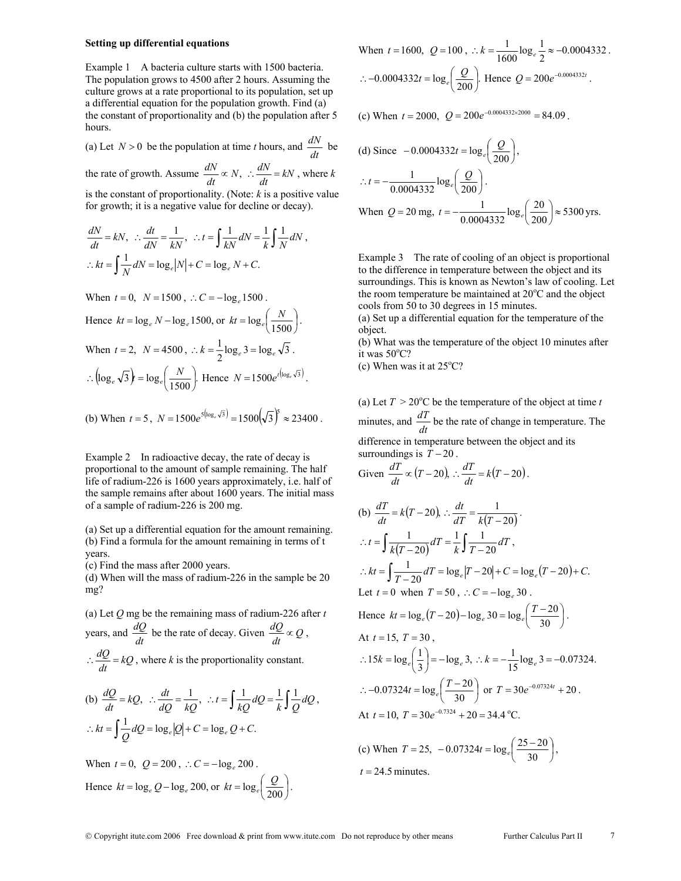**Setting up differential equations**

Example 1 A bacteria culture starts with 1500 bacteria. The population grows to 4500 after 2 hours. Assuming the culture grows at a rate proportional to its population, set up a differential equation for the population growth. Find (a) the constant of proportionality and (b) the population after 5 hours.

(a) Let $N > 0$ be the population at time *t* hours, and $\frac{dN}{dt}$ be the rate of growth. Assume $\frac{dN}{dt} \propto N$, $\therefore \frac{dN}{dt} = kN$, where *k* is the constant of proportionality. (Note: *k* is a positive value for growth; it is a negative value for decline or decay).

$$\frac{dN}{dt} = kN,\ \therefore \frac{dt}{dN} = \frac{1}{kN},\ \therefore t = \int \frac{1}{kN} dN = \frac{1}{k}\int \frac{1}{N} dN,$$
$$\therefore kt = \int \frac{1}{N} dN = \log_e |N| + C = \log_e N + C.$$

When $t = 0$, $N = 1500$, $\therefore C = -\log_e 1500$.

Hence $kt = \log_e N - \log_e 1500$, or $kt = \log_e\left(\frac{N}{1500}\right)$.

When $t = 2$, $N = 4500$, $\therefore k = \frac{1}{2}\log_e 3 = \log_e \sqrt{3}$.

$\therefore \left(\log_e \sqrt{3}\right)t = \log_e\left(\frac{N}{1500}\right)$. Hence $N = 1500e^{t\left(\log_e \sqrt{3}\right)}$.

(b) When $t = 5$, $N = 1500e^{5\left(\log_e \sqrt{3}\right)} = 1500\left(\sqrt{3}\right)^5 \approx 23400$.

Example 2 In radioactive decay, the rate of decay is proportional to the amount of sample remaining. The half life of radium-226 is 1600 years approximately, i.e. half of the sample remains after about 1600 years. The initial mass of a sample of radium-226 is 200 mg.

(a) Set up a differential equation for the amount remaining.
(b) Find a formula for the amount remaining in terms of t years.
(c) Find the mass after 2000 years.
(d) When will the mass of radium-226 in the sample be 20 mg?

(a) Let *Q* mg be the remaining mass of radium-226 after *t* years, and $\frac{dQ}{dt}$ be the rate of decay. Given $\frac{dQ}{dt} \propto Q$, $\therefore \frac{dQ}{dt} = kQ$, where *k* is the proportionality constant.

(b) $\frac{dQ}{dt} = kQ,\ \therefore \frac{dt}{dQ} = \frac{1}{kQ},\ \therefore t = \int \frac{1}{kQ} dQ = \frac{1}{k}\int \frac{1}{Q} dQ$,
$$\therefore kt = \int \frac{1}{Q} dQ = \log_e |Q| + C = \log_e Q + C.$$

When $t = 0$, $Q = 200$, $\therefore C = -\log_e 200$.

Hence $kt = \log_e Q - \log_e 200$, or $kt = \log_e\left(\frac{Q}{200}\right)$.

When $t = 1600$, $Q = 100$, $\therefore k = \frac{1}{1600}\log_e \frac{1}{2} \approx -0.0004332$.

$\therefore -0.0004332t = \log_e\left(\frac{Q}{200}\right)$. Hence $Q = 200e^{-0.0004332t}$.

(c) When $t = 2000$, $Q = 200e^{-0.0004332 \times 2000} = 84.09$.

(d) Since $-0.0004332t = \log_e\left(\frac{Q}{200}\right)$,

$\therefore t = -\frac{1}{0.0004332}\log_e\left(\frac{Q}{200}\right)$.

When $Q = 20$ mg, $t = -\frac{1}{0.0004332}\log_e\left(\frac{20}{200}\right) \approx 5300$ yrs.

Example 3 The rate of cooling of an object is proportional to the difference in temperature between the object and its surroundings. This is known as Newton's law of cooling. Let the room temperature be maintained at 20°C and the object cools from 50 to 30 degrees in 15 minutes.
(a) Set up a differential equation for the temperature of the object.
(b) What was the temperature of the object 10 minutes after it was 50°C?
(c) When was it at 25°C?

(a) Let $T > 20$°C be the temperature of the object at time *t* minutes, and $\frac{dT}{dt}$ be the rate of change in temperature. The difference in temperature between the object and its surroundings is $T - 20$.
Given $\frac{dT}{dt} \propto (T - 20)$, $\therefore \frac{dT}{dt} = k(T - 20)$.

(b) $\frac{dT}{dt} = k(T - 20),\ \therefore \frac{dt}{dT} = \frac{1}{k(T - 20)}$.

$\therefore t = \int \frac{1}{k(T - 20)} dT = \frac{1}{k}\int \frac{1}{T - 20} dT$,

$\therefore kt = \int \frac{1}{T - 20} dT = \log_e |T - 20| + C = \log_e (T - 20) + C.$

Let $t = 0$ when $T = 50$, $\therefore C = -\log_e 30$.

Hence $kt = \log_e (T - 20) - \log_e 30 = \log_e\left(\frac{T - 20}{30}\right)$.

At $t = 15$, $T = 30$,

$\therefore 15k = \log_e\left(\frac{1}{3}\right) = -\log_e 3,\ \therefore k = -\frac{1}{15}\log_e 3 = -0.07324.$

$\therefore -0.07324t = \log_e\left(\frac{T - 20}{30}\right)$ or $T = 30e^{-0.07324t} + 20$.

At $t = 10$, $T = 30e^{-0.7324} + 20 = 34.4$ °C.

(c) When $T = 25$, $-0.07324t = \log_e\left(\frac{25 - 20}{30}\right)$,

$t = 24.5$ minutes.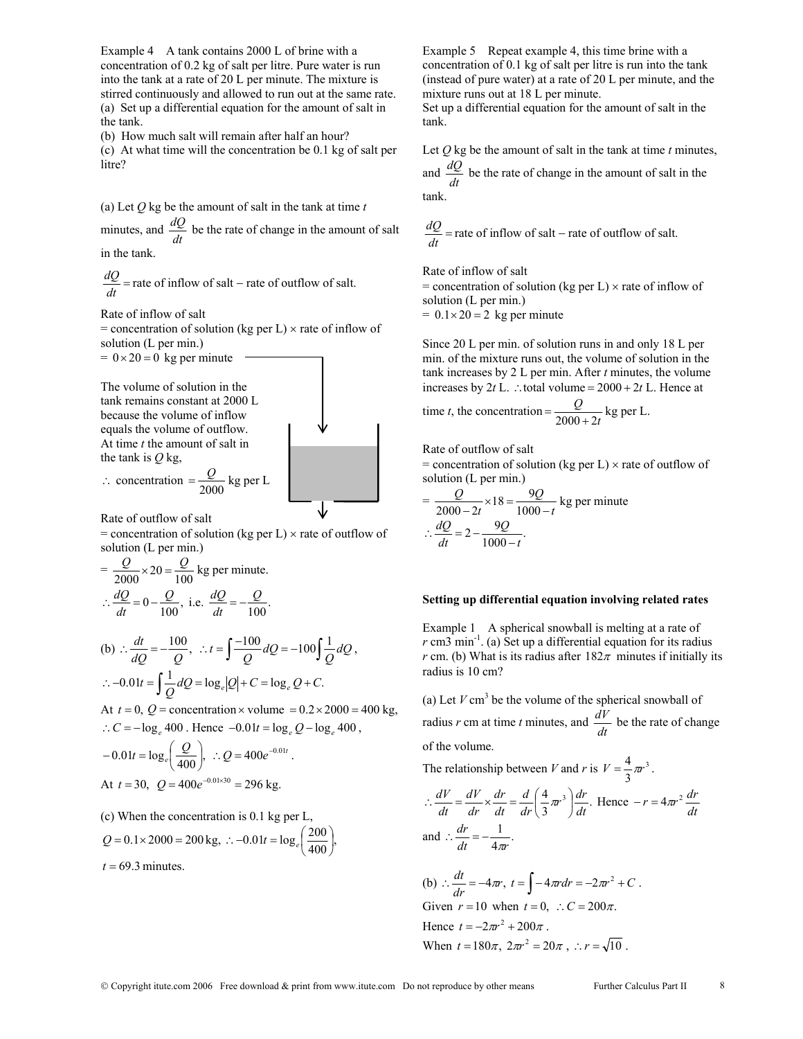Example 4 A tank contains 2000 L of brine with a concentration of 0.2 kg of salt per litre. Pure water is run into the tank at a rate of 20 L per minute. The mixture is stirred continuously and allowed to run out at the same rate.
(a) Set up a differential equation for the amount of salt in the tank.
(b) How much salt will remain after half an hour?
(c) At what time will the concentration be 0.1 kg of salt per litre?

(a) Let $Q$ kg be the amount of salt in the tank at time $t$ minutes, and $\frac{dQ}{dt}$ be the rate of change in the amount of salt in the tank.

$\frac{dQ}{dt} =$ rate of inflow of salt − rate of outflow of salt.

Rate of inflow of salt
= concentration of solution (kg per L) × rate of inflow of solution (L per min.)
= $0 \times 20 = 0$ kg per minute

The volume of solution in the tank remains constant at 2000 L because the volume of inflow equals the volume of outflow. At time $t$ the amount of salt in the tank is $Q$ kg,

$\therefore$ concentration $= \frac{Q}{2000}$ kg per L

Rate of outflow of salt
= concentration of solution (kg per L) × rate of outflow of solution (L per min.)
= $\frac{Q}{2000} \times 20 = \frac{Q}{100}$ kg per minute.

$\therefore \frac{dQ}{dt} = 0 - \frac{Q}{100}$, i.e. $\frac{dQ}{dt} = -\frac{Q}{100}$.

(b) $\therefore \frac{dt}{dQ} = -\frac{100}{Q}$, $\therefore t = \int \frac{-100}{Q} dQ = -100 \int \frac{1}{Q} dQ$,

$\therefore -0.01t = \int \frac{1}{Q} dQ = \log_e |Q| + C = \log_e Q + C.$

At $t = 0$, $Q =$ concentration × volume $= 0.2 \times 2000 = 400$ kg,

$\therefore C = -\log_e 400$. Hence $-0.01t = \log_e Q - \log_e 400$,

$-0.01t = \log_e \left( \frac{Q}{400} \right)$, $\therefore Q = 400e^{-0.01t}$.

At $t = 30$, $Q = 400e^{-0.01 \times 30} = 296$ kg.

(c) When the concentration is 0.1 kg per L,

$Q = 0.1 \times 2000 = 200$ kg, $\therefore -0.01t = \log_e \left( \frac{200}{400} \right)$,

$t = 69.3$ minutes.

Example 5 Repeat example 4, this time brine with a concentration of 0.1 kg of salt per litre is run into the tank (instead of pure water) at a rate of 20 L per minute, and the mixture runs out at 18 L per minute.
Set up a differential equation for the amount of salt in the tank.

Let $Q$ kg be the amount of salt in the tank at time $t$ minutes, and $\frac{dQ}{dt}$ be the rate of change in the amount of salt in the tank.

$\frac{dQ}{dt} =$ rate of inflow of salt − rate of outflow of salt.

Rate of inflow of salt
= concentration of solution (kg per L) × rate of inflow of solution (L per min.)
= $0.1 \times 20 = 2$ kg per minute

Since 20 L per min. of solution runs in and only 18 L per min. of the mixture runs out, the volume of solution in the tank increases by 2 L per min. After $t$ minutes, the volume increases by $2t$ L. $\therefore$ total volume $= 2000 + 2t$ L. Hence at time $t$, the concentration $= \frac{Q}{2000 + 2t}$ kg per L.

Rate of outflow of salt
= concentration of solution (kg per L) × rate of outflow of solution (L per min.)
= $\frac{Q}{2000 - 2t} \times 18 = \frac{9Q}{1000 - t}$ kg per minute

$\therefore \frac{dQ}{dt} = 2 - \frac{9Q}{1000 - t}$.

**Setting up differential equation involving related rates**

Example 1 A spherical snowball is melting at a rate of $r$ cm3 min$^{-1}$. (a) Set up a differential equation for its radius $r$ cm. (b) What is its radius after $182\pi$ minutes if initially its radius is 10 cm?

(a) Let $V$ cm$^3$ be the volume of the spherical snowball of radius $r$ cm at time $t$ minutes, and $\frac{dV}{dt}$ be the rate of change of the volume.

The relationship between $V$ and $r$ is $V = \frac{4}{3}\pi r^3$.

$\therefore \frac{dV}{dt} = \frac{dV}{dr} \times \frac{dr}{dt} = \frac{d}{dr}\left( \frac{4}{3}\pi r^3 \right) \frac{dr}{dt}$. Hence $-r = 4\pi r^2 \frac{dr}{dt}$

and $\therefore \frac{dr}{dt} = -\frac{1}{4\pi r}$.

(b) $\therefore \frac{dt}{dr} = -4\pi r$, $t = \int -4\pi r dr = -2\pi r^2 + C$.

Given $r = 10$ when $t = 0$, $\therefore C = 200\pi$.

Hence $t = -2\pi r^2 + 200\pi$.

When $t = 180\pi$, $2\pi r^2 = 20\pi$, $\therefore r = \sqrt{10}$.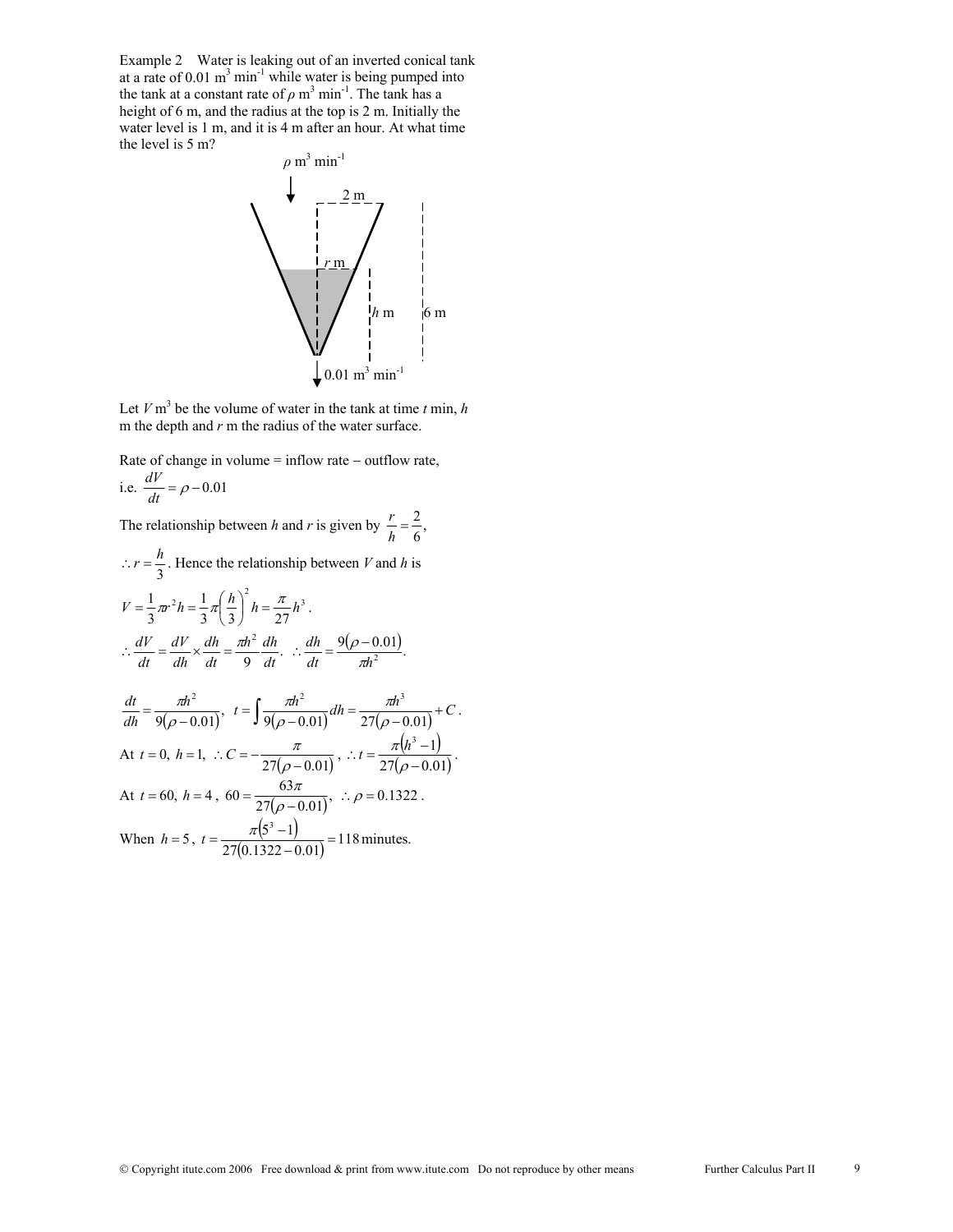Example 2 Water is leaking out of an inverted conical tank at a rate of 0.01 $m^3$ $min^{-1}$ while water is being pumped into the tank at a constant rate of $\rho$ $m^3$ $min^{-1}$. The tank has a height of 6 m, and the radius at the top is 2 m. Initially the water level is 1 m, and it is 4 m after an hour. At what time the level is 5 m?

$\rho$ $m^3$ $min^{-1}$

2 m

$r$ m

$h$ m

6 m

0.01 $m^3$ $min^{-1}$

Let $V$ $m^3$ be the volume of water in the tank at time $t$ min, $h$ m the depth and $r$ m the radius of the water surface.

Rate of change in volume = inflow rate − outflow rate,

i.e. $\frac{dV}{dt} = \rho - 0.01$

The relationship between $h$ and $r$ is given by $\frac{r}{h} = \frac{2}{6}$,

$\therefore r = \frac{h}{3}$. Hence the relationship between $V$ and $h$ is

$$V = \frac{1}{3}\pi r^2 h = \frac{1}{3}\pi\left(\frac{h}{3}\right)^2 h = \frac{\pi}{27}h^3.$$

$$\therefore \frac{dV}{dt} = \frac{dV}{dh} \times \frac{dh}{dt} = \frac{\pi h^2}{9}\frac{dh}{dt}. \quad \therefore \frac{dh}{dt} = \frac{9(\rho - 0.01)}{\pi h^2}.$$

$$\frac{dt}{dh} = \frac{\pi h^2}{9(\rho - 0.01)}, \quad t = \int \frac{\pi h^2}{9(\rho - 0.01)} dh = \frac{\pi h^3}{27(\rho - 0.01)} + C.$$

At $t = 0,\ h = 1,\ \therefore C = -\frac{\pi}{27(\rho - 0.01)}$, $\therefore t = \frac{\pi(h^3 - 1)}{27(\rho - 0.01)}$.

At $t = 60,\ h = 4$, $60 = \frac{63\pi}{27(\rho - 0.01)}$, $\therefore \rho = 0.1322$.

When $h = 5$, $t = \frac{\pi(5^3 - 1)}{27(0.1322 - 0.01)} = 118$ minutes.